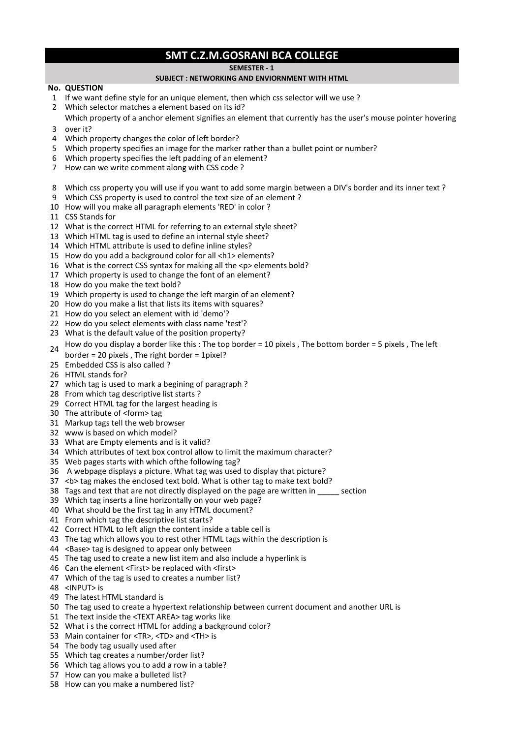# SMT C.Z.M.GOSRANI BCA COLLEGE

**SEMESTER - 1**

**SUBJECT : NETWORKING AND ENVIORNMENT WITH HTML**

| No. | QUESTION |
|---|---|
| 1 | If we want define style for an unique element, then which css selector will we use ? |
| 2 | Which selector matches a element based on its id? |
| 3 | Which property of a anchor element signifies an element that currently has the user's mouse pointer hovering over it? |
| 4 | Which property changes the color of left border? |
| 5 | Which property specifies an image for the marker rather than a bullet point or number? |
| 6 | Which property specifies the left padding of an element? |
| 7 | How can we write comment along with CSS code ? |
| 8 | Which css property you will use if you want to add some margin between a DIV's border and its inner text ? |
| 9 | Which CSS property is used to control the text size of an element ? |
| 10 | How will you make all paragraph elements 'RED' in color ? |
| 11 | CSS Stands for |
| 12 | What is the correct HTML for referring to an external style sheet? |
| 13 | Which HTML tag is used to define an internal style sheet? |
| 14 | Which HTML attribute is used to define inline styles? |
| 15 | How do you add a background color for all <h1> elements? |
| 16 | What is the correct CSS syntax for making all the <p> elements bold? |
| 17 | Which property is used to change the font of an element? |
| 18 | How do you make the text bold? |
| 19 | Which property is used to change the left margin of an element? |
| 20 | How do you make a list that lists its items with squares? |
| 21 | How do you select an element with id 'demo'? |
| 22 | How do you select elements with class name 'test'? |
| 23 | What is the default value of the position property? |
| 24 | How do you display a border like this : The top border = 10 pixels , The bottom border = 5 pixels , The left border = 20 pixels , The right border = 1pixel? |
| 25 | Embedded CSS is also called ? |
| 26 | HTML stands for? |
| 27 | which tag is used to mark a begining of paragraph ? |
| 28 | From which tag descriptive list starts ? |
| 29 | Correct HTML tag for the largest heading is |
| 30 | The attribute of <form> tag |
| 31 | Markup tags tell the web browser |
| 32 | www is based on which model? |
| 33 | What are Empty elements and is it valid? |
| 34 | Which attributes of text box control allow to limit the maximum character? |
| 35 | Web pages starts with which ofthe following tag? |
| 36 | A webpage displays a picture. What tag was used to display that picture? |
| 37 | <b> tag makes the enclosed text bold. What is other tag to make text bold? |
| 38 | Tags and text that are not directly displayed on the page are written in _____ section |
| 39 | Which tag inserts a line horizontally on your web page? |
| 40 | What should be the first tag in any HTML document? |
| 41 | From which tag the descriptive list starts? |
| 42 | Correct HTML to left align the content inside a table cell is |
| 43 | The tag which allows you to rest other HTML tags within the description is |
| 44 | <Base> tag is designed to appear only between |
| 45 | The tag used to create a new list item and also include a hyperlink is |
| 46 | Can the element <First> be replaced with <first> |
| 47 | Which of the tag is used to creates a number list? |
| 48 | <INPUT> is |
| 49 | The latest HTML standard is |
| 50 | The tag used to create a hypertext relationship between current document and another URL is |
| 51 | The text inside the <TEXT AREA> tag works like |
| 52 | What i s the correct HTML for adding a background color? |
| 53 | Main container for <TR>, <TD> and <TH> is |
| 54 | The body tag usually used after |
| 55 | Which tag creates a number/order list? |
| 56 | Which tag allows you to add a row in a table? |
| 57 | How can you make a bulleted list? |
| 58 | How can you make a numbered list? |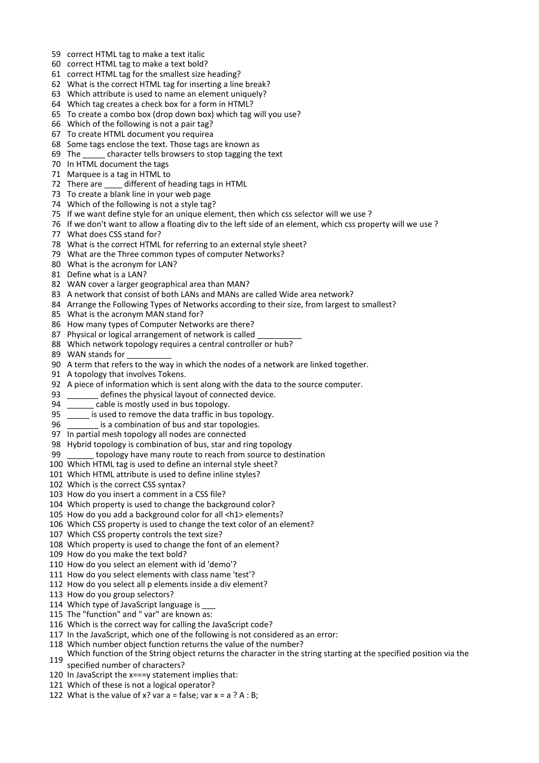59 correct HTML tag to make a text italic
60 correct HTML tag to make a text bold?
61 correct HTML tag for the smallest size heading?
62 What is the correct HTML tag for inserting a line break?
63 Which attribute is used to name an element uniquely?
64 Which tag creates a check box for a form in HTML?
65 To create a combo box (drop down box) which tag will you use?
66 Which of the following is not a pair tag?
67 To create HTML document you requirea
68 Some tags enclose the text. Those tags are known as
69 The _____ character tells browsers to stop tagging the text
70 In HTML document the tags
71 Marquee is a tag in HTML to
72 There are ____ different of heading tags in HTML
73 To create a blank line in your web page
74 Which of the following is not a style tag?
75 If we want define style for an unique element, then which css selector will we use ?
76 If we don't want to allow a floating div to the left side of an element, which css property will we use ?
77 What does CSS stand for?
78 What is the correct HTML for referring to an external style sheet?
79 What are the Three common types of computer Networks?
80 What is the acronym for LAN?
81 Define what is a LAN?
82 WAN cover a larger geographical area than MAN?
83 A network that consist of both LANs and MANs are called Wide area network?
84 Arrange the Following Types of Networks according to their size, from largest to smallest?
85 What is the acronym MAN stand for?
86 How many types of Computer Networks are there?
87 Physical or logical arrangement of network is called __________
88 Which network topology requires a central controller or hub?
89 WAN stands for __________
90 A term that refers to the way in which the nodes of a network are linked together.
91 A topology that involves Tokens.
92 A piece of information which is sent along with the data to the source computer.
93 _______ defines the physical layout of connected device.
94 ______ cable is mostly used in bus topology.
95 _____ is used to remove the data traffic in bus topology.
96 _______ is a combination of bus and star topologies.
97 In partial mesh topology all nodes are connected
98 Hybrid topology is combination of bus, star and ring topology
99 ______ topology have many route to reach from source to destination
100 Which HTML tag is used to define an internal style sheet?
101 Which HTML attribute is used to define inline styles?
102 Which is the correct CSS syntax?
103 How do you insert a comment in a CSS file?
104 Which property is used to change the background color?
105 How do you add a background color for all <h1> elements?
106 Which CSS property is used to change the text color of an element?
107 Which CSS property controls the text size?
108 Which property is used to change the font of an element?
109 How do you make the text bold?
110 How do you select an element with id 'demo'?
111 How do you select elements with class name 'test'?
112 How do you select all p elements inside a div element?
113 How do you group selectors?
114 Which type of JavaScript language is ___
115 The "function" and " var" are known as:
116 Which is the correct way for calling the JavaScript code?
117 In the JavaScript, which one of the following is not considered as an error:
118 Which number object function returns the value of the number?
119 Which function of the String object returns the character in the string starting at the specified position via the specified number of characters?
120 In JavaScript the x===y statement implies that:
121 Which of these is not a logical operator?
122 What is the value of x? var a = false; var x = a ? A : B;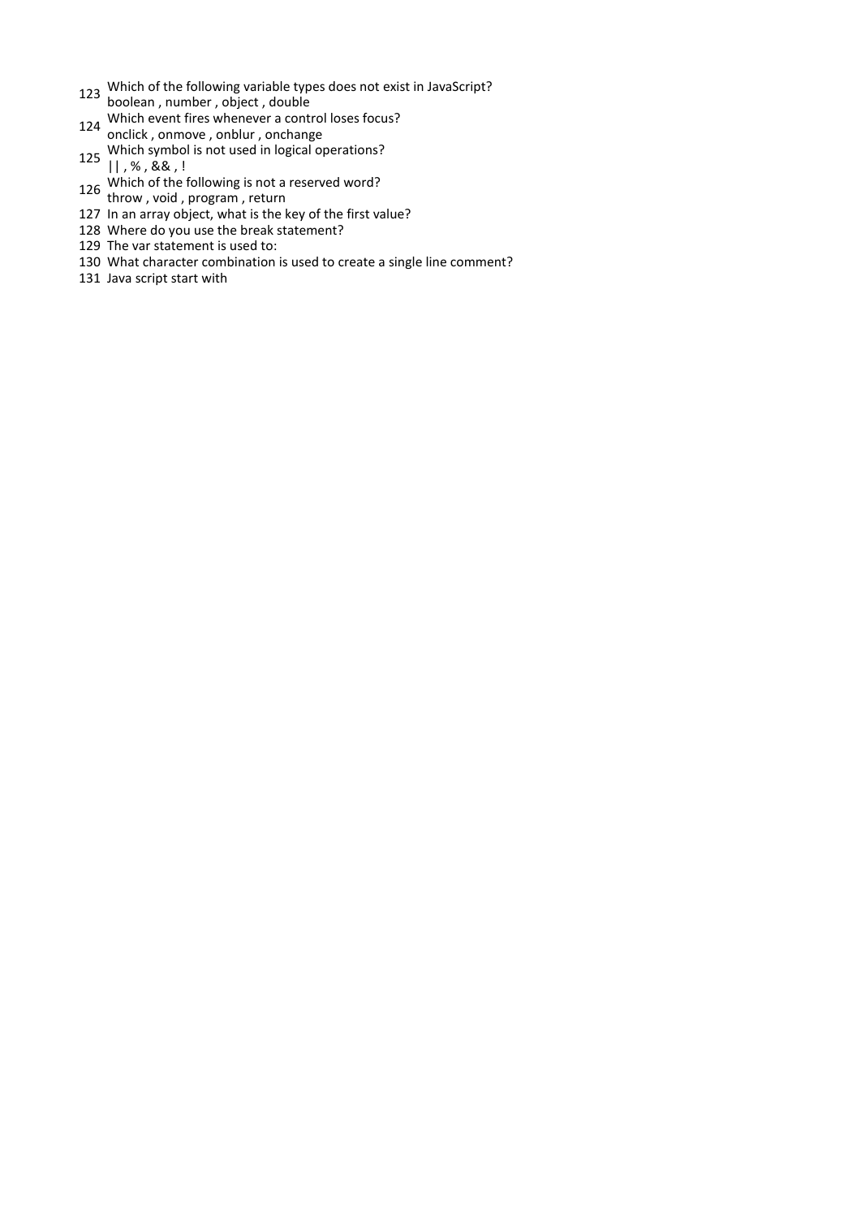123 Which of the following variable types does not exist in JavaScript?
boolean , number , object , double

124 Which event fires whenever a control loses focus?
onclick , onmove , onblur , onchange

125 Which symbol is not used in logical operations?
|| , % , && , !

126 Which of the following is not a reserved word?
throw , void , program , return

127 In an array object, what is the key of the first value?

128 Where do you use the break statement?

129 The var statement is used to:

130 What character combination is used to create a single line comment?

131 Java script start with